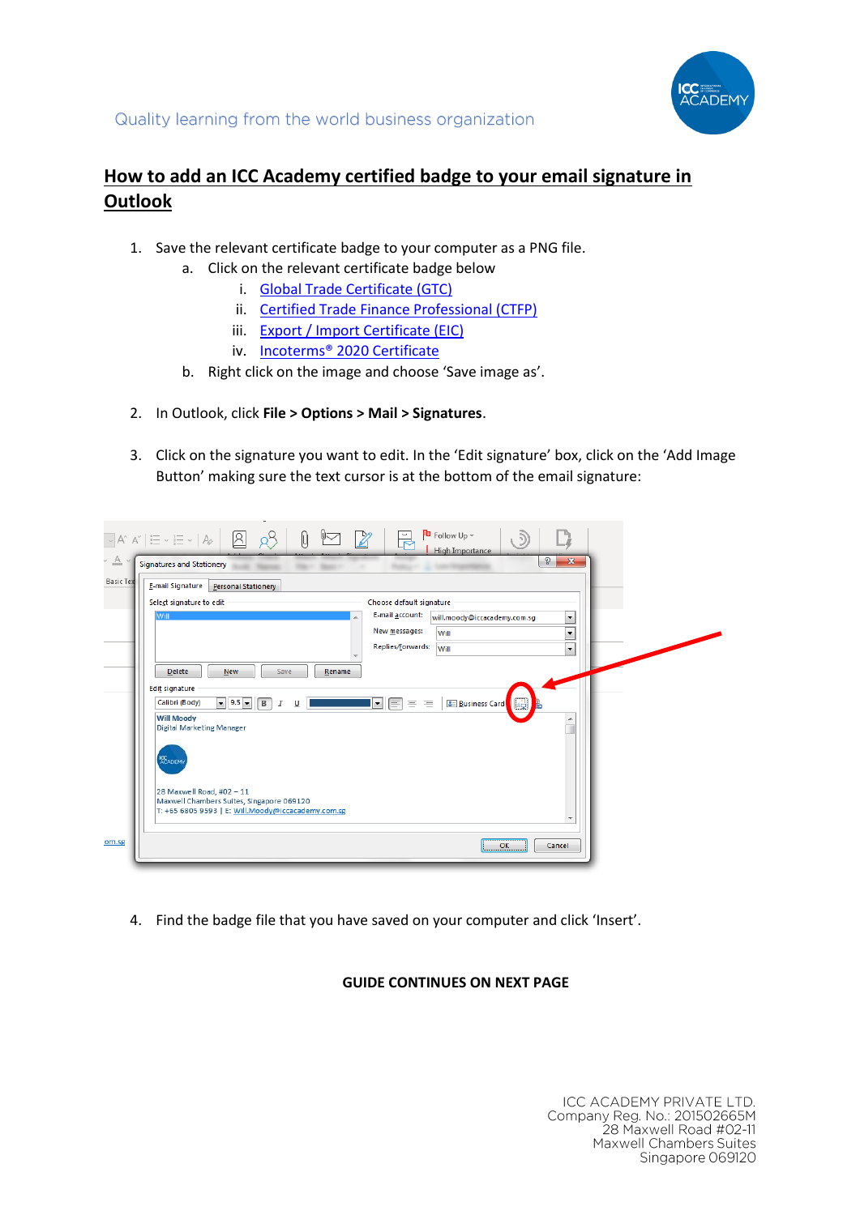Quality learning from the world business organization

# How to add an ICC Academy certified badge to your email signature in Outlook

1. Save the relevant certificate badge to your computer as a PNG file.
   a. Click on the relevant certificate badge below
      i. [Global Trade Certificate (GTC)]
      ii. [Certified Trade Finance Professional (CTFP)]
      iii. [Export / Import Certificate (EIC)]
      iv. [Incoterms® 2020 Certificate]
   b. Right click on the image and choose 'Save image as'.

2. In Outlook, click **File > Options > Mail > Signatures**.

3. Click on the signature you want to edit. In the 'Edit signature' box, click on the 'Add Image Button' making sure the text cursor is at the bottom of the email signature:

4. Find the badge file that you have saved on your computer and click 'Insert'.

**GUIDE CONTINUES ON NEXT PAGE**

ICC ACADEMY PRIVATE LTD.
Company Reg. No.: 201502665M
28 Maxwell Road #02-11
Maxwell Chambers Suites
Singapore 069120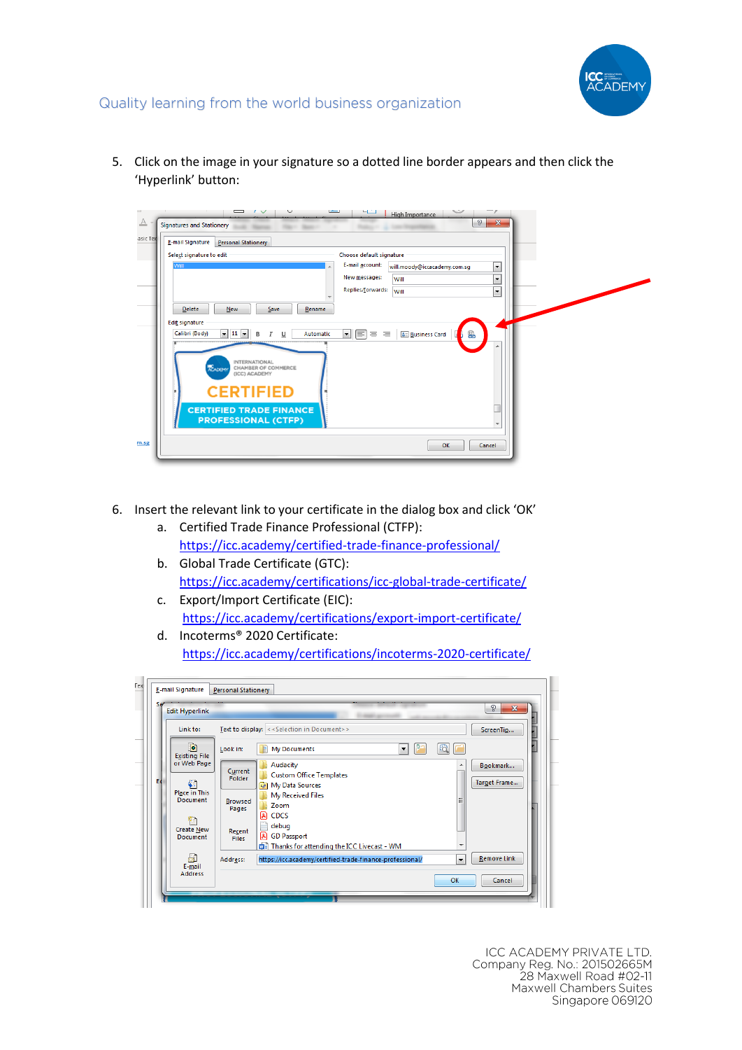5. Click on the image in your signature so a dotted line border appears and then click the 'Hyperlink' button:

6. Insert the relevant link to your certificate in the dialog box and click 'OK'
   a. Certified Trade Finance Professional (CTFP): https://icc.academy/certified-trade-finance-professional/
   b. Global Trade Certificate (GTC): https://icc.academy/certifications/icc-global-trade-certificate/
   c. Export/Import Certificate (EIC): https://icc.academy/certifications/export-import-certificate/
   d. Incoterms® 2020 Certificate: https://icc.academy/certifications/incoterms-2020-certificate/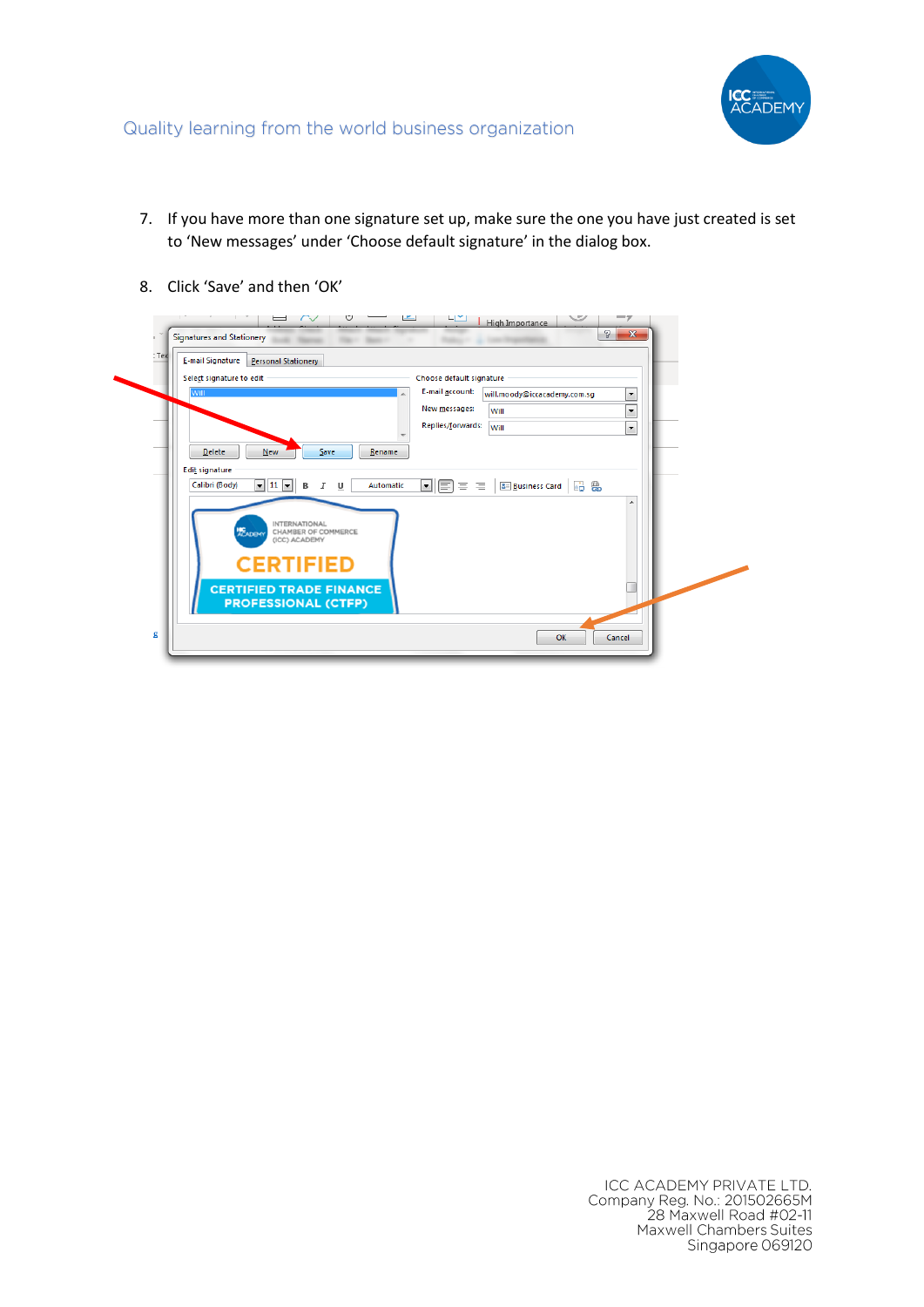7. If you have more than one signature set up, make sure the one you have just created is set to 'New messages' under 'Choose default signature' in the dialog box.

8. Click 'Save' and then 'OK'

ICC ACADEMY PRIVATE LTD.
Company Reg. No.: 201502665M
28 Maxwell Road #02-11
Maxwell Chambers Suites
Singapore 069120